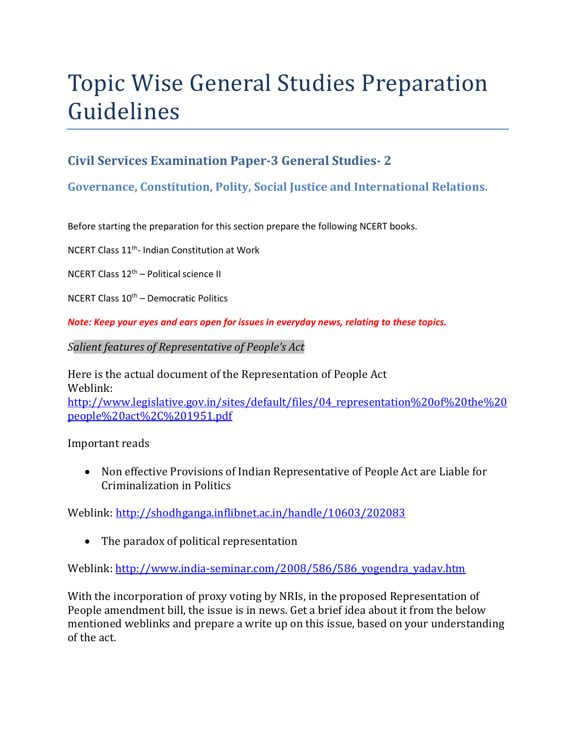# Topic Wise General Studies Preparation Guidelines

## Civil Services Examination Paper-3 General Studies- 2

### Governance, Constitution, Polity, Social Justice and International Relations.

Before starting the preparation for this section prepare the following NCERT books.

NCERT Class 11th- Indian Constitution at Work

NCERT Class 12th – Political science II

NCERT Class 10th – Democratic Politics

***Note: Keep your eyes and ears open for issues in everyday news, relating to these topics.***

*Salient features of Representative of People's Act*

Here is the actual document of the Representation of People Act
Weblink:
http://www.legislative.gov.in/sites/default/files/04_representation%20of%20the%20people%20act%2C%201951.pdf

Important reads

- Non effective Provisions of Indian Representative of People Act are Liable for Criminalization in Politics

Weblink: http://shodhganga.inflibnet.ac.in/handle/10603/202083

- The paradox of political representation

Weblink: http://www.india-seminar.com/2008/586/586_yogendra_yadav.htm

With the incorporation of proxy voting by NRIs, in the proposed Representation of People amendment bill, the issue is in news. Get a brief idea about it from the below mentioned weblinks and prepare a write up on this issue, based on your understanding of the act.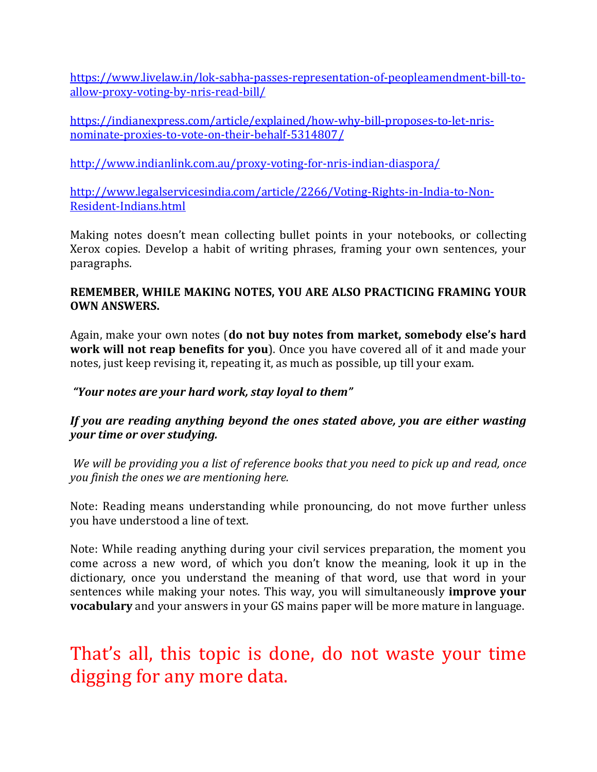https://www.livelaw.in/lok-sabha-passes-representation-of-peopleamendment-bill-to-allow-proxy-voting-by-nris-read-bill/

https://indianexpress.com/article/explained/how-why-bill-proposes-to-let-nris-nominate-proxies-to-vote-on-their-behalf-5314807/

http://www.indianlink.com.au/proxy-voting-for-nris-indian-diaspora/

http://www.legalservicesindia.com/article/2266/Voting-Rights-in-India-to-Non-Resident-Indians.html

Making notes doesn't mean collecting bullet points in your notebooks, or collecting Xerox copies. Develop a habit of writing phrases, framing your own sentences, your paragraphs.

**REMEMBER, WHILE MAKING NOTES, YOU ARE ALSO PRACTICING FRAMING YOUR OWN ANSWERS.**

Again, make your own notes (**do not buy notes from market, somebody else's hard work will not reap benefits for you**). Once you have covered all of it and made your notes, just keep revising it, repeating it, as much as possible, up till your exam.

***"Your notes are your hard work, stay loyal to them"***

***If you are reading anything beyond the ones stated above, you are either wasting your time or over studying.***

*We will be providing you a list of reference books that you need to pick up and read, once you finish the ones we are mentioning here.*

Note: Reading means understanding while pronouncing, do not move further unless you have understood a line of text.

Note: While reading anything during your civil services preparation, the moment you come across a new word, of which you don't know the meaning, look it up in the dictionary, once you understand the meaning of that word, use that word in your sentences while making your notes. This way, you will simultaneously **improve your vocabulary** and your answers in your GS mains paper will be more mature in language.

That's all, this topic is done, do not waste your time digging for any more data.